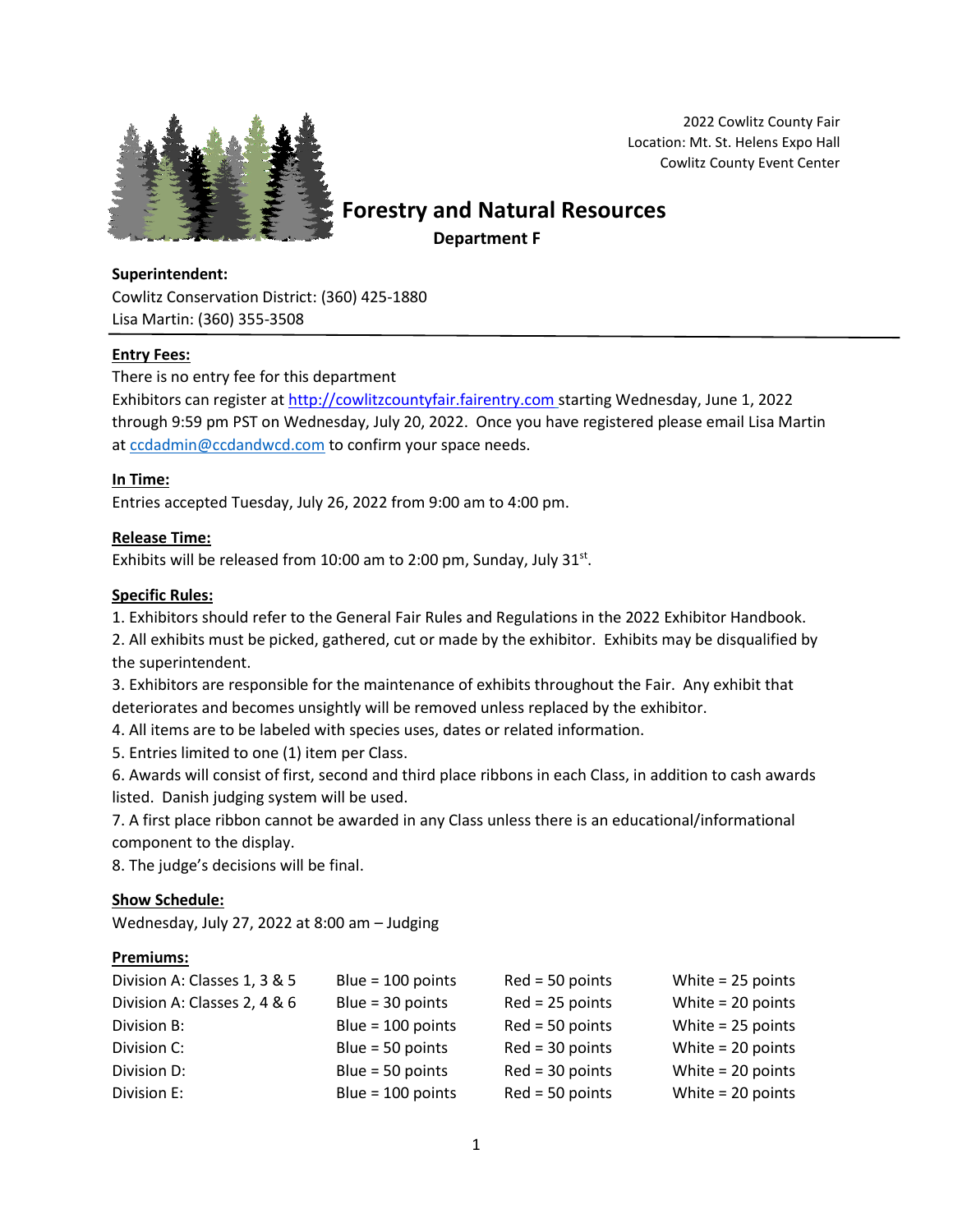2022 Cowlitz County Fair
Location: Mt. St. Helens Expo Hall
Cowlitz County Event Center

# Forestry and Natural Resources

## Department F

**Superintendent:**
Cowlitz Conservation District: (360) 425-1880
Lisa Martin: (360) 355-3508

**Entry Fees:**
There is no entry fee for this department
Exhibitors can register at http://cowlitzcountyfair.fairentry.com starting Wednesday, June 1, 2022 through 9:59 pm PST on Wednesday, July 20, 2022. Once you have registered please email Lisa Martin at ccdadmin@ccdandwcd.com to confirm your space needs.

**In Time:**
Entries accepted Tuesday, July 26, 2022 from 9:00 am to 4:00 pm.

**Release Time:**
Exhibits will be released from 10:00 am to 2:00 pm, Sunday, July 31st.

**Specific Rules:**
1. Exhibitors should refer to the General Fair Rules and Regulations in the 2022 Exhibitor Handbook.
2. All exhibits must be picked, gathered, cut or made by the exhibitor. Exhibits may be disqualified by the superintendent.
3. Exhibitors are responsible for the maintenance of exhibits throughout the Fair. Any exhibit that deteriorates and becomes unsightly will be removed unless replaced by the exhibitor.
4. All items are to be labeled with species uses, dates or related information.
5. Entries limited to one (1) item per Class.
6. Awards will consist of first, second and third place ribbons in each Class, in addition to cash awards listed. Danish judging system will be used.
7. A first place ribbon cannot be awarded in any Class unless there is an educational/informational component to the display.
8. The judge's decisions will be final.

**Show Schedule:**
Wednesday, July 27, 2022 at 8:00 am – Judging

**Premiums:**

| | | | |
|---|---|---|---|
| Division A: Classes 1, 3 & 5 | Blue = 100 points | Red = 50 points | White = 25 points |
| Division A: Classes 2, 4 & 6 | Blue = 30 points | Red = 25 points | White = 20 points |
| Division B: | Blue = 100 points | Red = 50 points | White = 25 points |
| Division C: | Blue = 50 points | Red = 30 points | White = 20 points |
| Division D: | Blue = 50 points | Red = 30 points | White = 20 points |
| Division E: | Blue = 100 points | Red = 50 points | White = 20 points |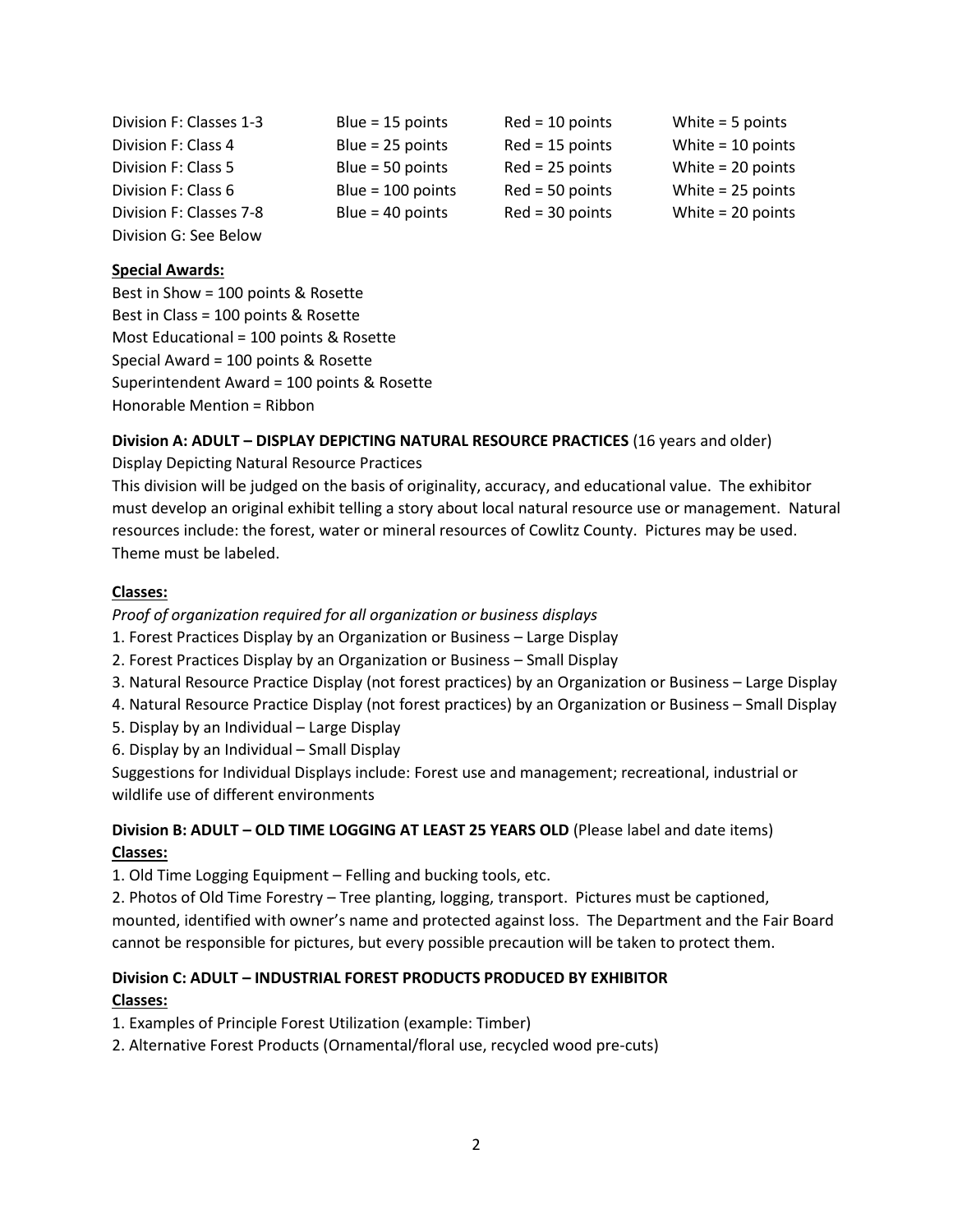| | | | |
|---|---|---|---|
| Division F: Classes 1-3 | Blue = 15 points | Red = 10 points | White = 5 points |
| Division F: Class 4 | Blue = 25 points | Red = 15 points | White = 10 points |
| Division F: Class 5 | Blue = 50 points | Red = 25 points | White = 20 points |
| Division F: Class 6 | Blue = 100 points | Red = 50 points | White = 25 points |
| Division F: Classes 7-8 | Blue = 40 points | Red = 30 points | White = 20 points |
| Division G: See Below | | | |

**Special Awards:**

Best in Show = 100 points & Rosette
Best in Class = 100 points & Rosette
Most Educational = 100 points & Rosette
Special Award = 100 points & Rosette
Superintendent Award = 100 points & Rosette
Honorable Mention = Ribbon

**Division A: ADULT – DISPLAY DEPICTING NATURAL RESOURCE PRACTICES** (16 years and older)

Display Depicting Natural Resource Practices

This division will be judged on the basis of originality, accuracy, and educational value. The exhibitor must develop an original exhibit telling a story about local natural resource use or management. Natural resources include: the forest, water or mineral resources of Cowlitz County. Pictures may be used. Theme must be labeled.

**Classes:**

*Proof of organization required for all organization or business displays*

1. Forest Practices Display by an Organization or Business – Large Display
2. Forest Practices Display by an Organization or Business – Small Display
3. Natural Resource Practice Display (not forest practices) by an Organization or Business – Large Display
4. Natural Resource Practice Display (not forest practices) by an Organization or Business – Small Display
5. Display by an Individual – Large Display
6. Display by an Individual – Small Display

Suggestions for Individual Displays include: Forest use and management; recreational, industrial or wildlife use of different environments

**Division B: ADULT – OLD TIME LOGGING AT LEAST 25 YEARS OLD** (Please label and date items)

**Classes:**

1. Old Time Logging Equipment – Felling and bucking tools, etc.
2. Photos of Old Time Forestry – Tree planting, logging, transport. Pictures must be captioned, mounted, identified with owner's name and protected against loss. The Department and the Fair Board cannot be responsible for pictures, but every possible precaution will be taken to protect them.

**Division C: ADULT – INDUSTRIAL FOREST PRODUCTS PRODUCED BY EXHIBITOR**

**Classes:**

1. Examples of Principle Forest Utilization (example: Timber)
2. Alternative Forest Products (Ornamental/floral use, recycled wood pre-cuts)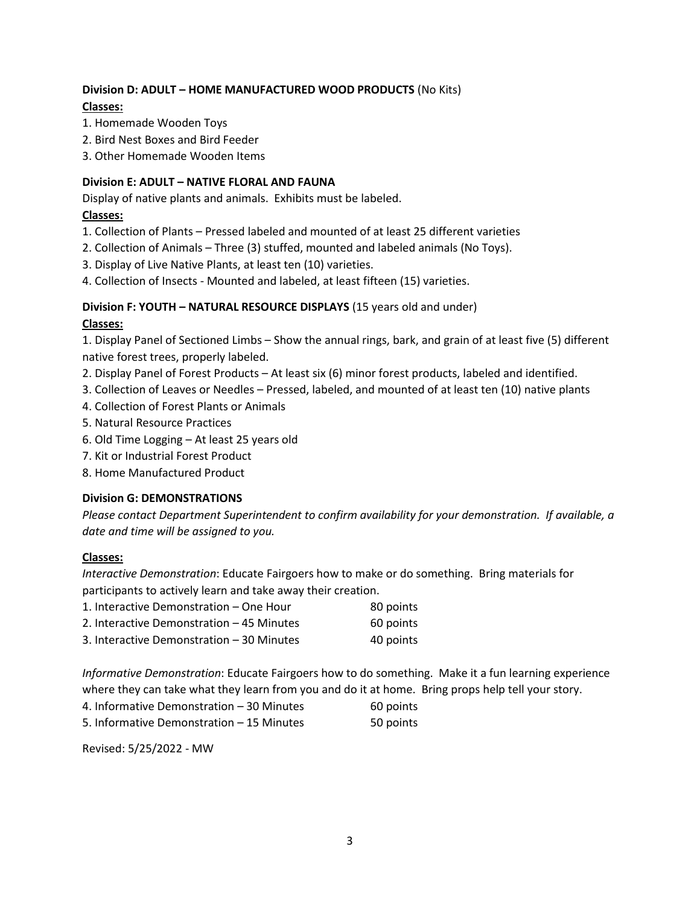**Division D: ADULT – HOME MANUFACTURED WOOD PRODUCTS** (No Kits)

**Classes:**

1. Homemade Wooden Toys
2. Bird Nest Boxes and Bird Feeder
3. Other Homemade Wooden Items

**Division E: ADULT – NATIVE FLORAL AND FAUNA**

Display of native plants and animals. Exhibits must be labeled.

**Classes:**

1. Collection of Plants – Pressed labeled and mounted of at least 25 different varieties
2. Collection of Animals – Three (3) stuffed, mounted and labeled animals (No Toys).
3. Display of Live Native Plants, at least ten (10) varieties.
4. Collection of Insects - Mounted and labeled, at least fifteen (15) varieties.

**Division F: YOUTH – NATURAL RESOURCE DISPLAYS** (15 years old and under)

**Classes:**

1. Display Panel of Sectioned Limbs – Show the annual rings, bark, and grain of at least five (5) different native forest trees, properly labeled.
2. Display Panel of Forest Products – At least six (6) minor forest products, labeled and identified.
3. Collection of Leaves or Needles – Pressed, labeled, and mounted of at least ten (10) native plants
4. Collection of Forest Plants or Animals
5. Natural Resource Practices
6. Old Time Logging – At least 25 years old
7. Kit or Industrial Forest Product
8. Home Manufactured Product

**Division G: DEMONSTRATIONS**

*Please contact Department Superintendent to confirm availability for your demonstration. If available, a date and time will be assigned to you.*

**Classes:**

*Interactive Demonstration*: Educate Fairgoers how to make or do something. Bring materials for participants to actively learn and take away their creation.

| | |
|---|---|
| 1. Interactive Demonstration – One Hour | 80 points |
| 2. Interactive Demonstration – 45 Minutes | 60 points |
| 3. Interactive Demonstration – 30 Minutes | 40 points |

*Informative Demonstration*: Educate Fairgoers how to do something. Make it a fun learning experience where they can take what they learn from you and do it at home. Bring props help tell your story.

| | |
|---|---|
| 4. Informative Demonstration – 30 Minutes | 60 points |
| 5. Informative Demonstration – 15 Minutes | 50 points |

Revised: 5/25/2022 - MW